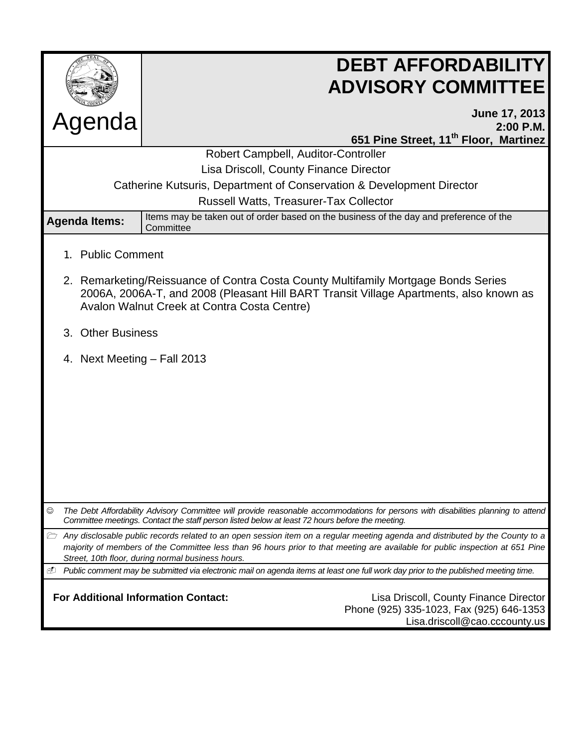# DEBT AFFORDABILITY ADVISORY COMMITTEE

## Agenda

**June 17, 2013**
**2:00 P.M.**
**651 Pine Street, 11th Floor, Martinez**

Robert Campbell, Auditor-Controller
Lisa Driscoll, County Finance Director
Catherine Kutsuris, Department of Conservation & Development Director
Russell Watts, Treasurer-Tax Collector

**Agenda Items:** Items may be taken out of order based on the business of the day and preference of the Committee

1. Public Comment
2. Remarketing/Reissuance of Contra Costa County Multifamily Mortgage Bonds Series 2006A, 2006A-T, and 2008 (Pleasant Hill BART Transit Village Apartments, also known as Avalon Walnut Creek at Contra Costa Centre)
3. Other Business
4. Next Meeting – Fall 2013

☺ *The Debt Affordability Advisory Committee will provide reasonable accommodations for persons with disabilities planning to attend Committee meetings. Contact the staff person listed below at least 72 hours before the meeting.*

🗁 *Any disclosable public records related to an open session item on a regular meeting agenda and distributed by the County to a majority of members of the Committee less than 96 hours prior to that meeting are available for public inspection at 651 Pine Street, 10th floor, during normal business hours.*

🖃 *Public comment may be submitted via electronic mail on agenda items at least one full work day prior to the published meeting time.*

**For Additional Information Contact:**
Lisa Driscoll, County Finance Director
Phone (925) 335-1023, Fax (925) 646-1353
Lisa.driscoll@cao.cccounty.us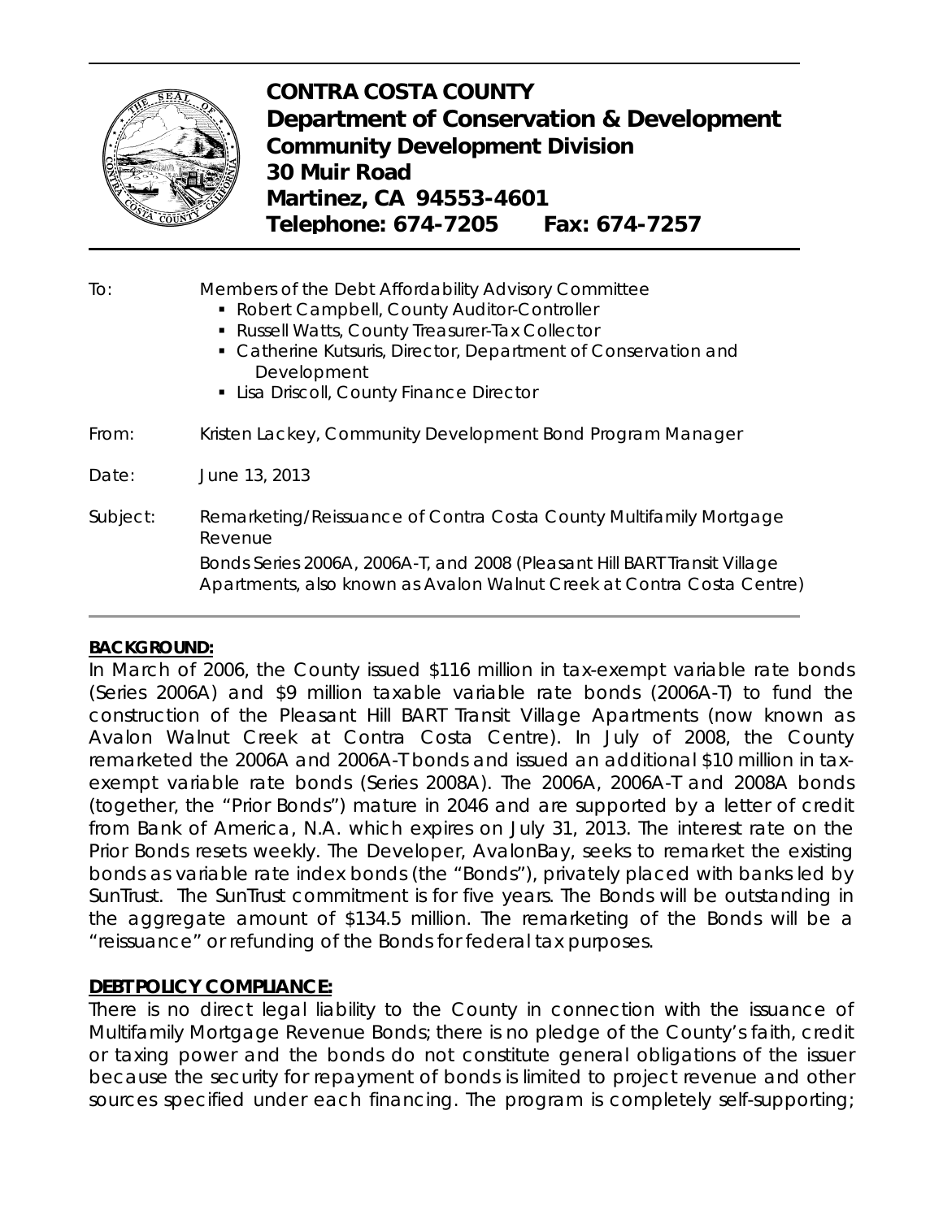# CONTRA COSTA COUNTY
**Department of Conservation & Development**
**Community Development Division**
**30 Muir Road**
**Martinez, CA 94553-4601**
**Telephone: 674-7205 Fax: 674-7257**

---

To: Members of the Debt Affordability Advisory Committee

- Robert Campbell, County Auditor-Controller
- Russell Watts, County Treasurer-Tax Collector
- Catherine Kutsuris, Director, Department of Conservation and Development
- Lisa Driscoll, County Finance Director

From: Kristen Lackey, Community Development Bond Program Manager

Date: June 13, 2013

Subject: Remarketing/Reissuance of Contra Costa County Multifamily Mortgage Revenue

Bonds Series 2006A, 2006A-T, and 2008 (Pleasant Hill BART Transit Village Apartments, also known as Avalon Walnut Creek at Contra Costa Centre)

---

**BACKGROUND:**

In March of 2006, the County issued $116 million in tax-exempt variable rate bonds (Series 2006A) and $9 million taxable variable rate bonds (2006A-T) to fund the construction of the Pleasant Hill BART Transit Village Apartments (now known as Avalon Walnut Creek at Contra Costa Centre). In July of 2008, the County remarketed the 2006A and 2006A-T bonds and issued an additional $10 million in tax-exempt variable rate bonds (Series 2008A). The 2006A, 2006A-T and 2008A bonds (together, the "Prior Bonds") mature in 2046 and are supported by a letter of credit from Bank of America, N.A. which expires on July 31, 2013. The interest rate on the Prior Bonds resets weekly. The Developer, AvalonBay, seeks to remarket the existing bonds as variable rate index bonds (the "Bonds"), privately placed with banks led by SunTrust. The SunTrust commitment is for five years. The Bonds will be outstanding in the aggregate amount of $134.5 million. The remarketing of the Bonds will be a "reissuance" or refunding of the Bonds for federal tax purposes.

**DEBT POLICY COMPLIANCE:**

There is no direct legal liability to the County in connection with the issuance of Multifamily Mortgage Revenue Bonds; there is no pledge of the County's faith, credit or taxing power and the bonds do not constitute general obligations of the issuer because the security for repayment of bonds is limited to project revenue and other sources specified under each financing. The program is completely self-supporting;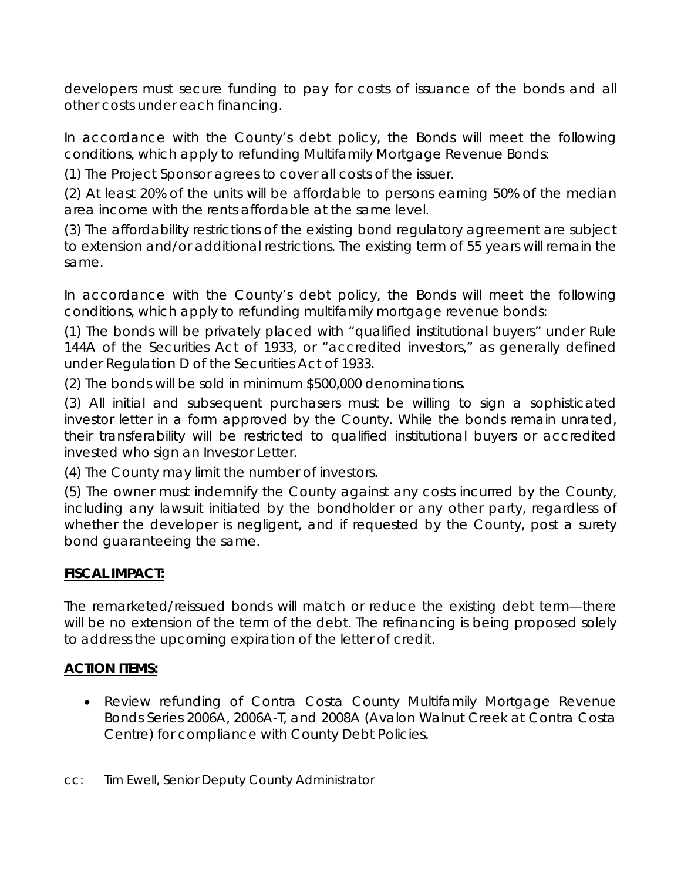developers must secure funding to pay for costs of issuance of the bonds and all other costs under each financing.

In accordance with the County's debt policy, the Bonds will meet the following conditions, which apply to refunding Multifamily Mortgage Revenue Bonds:

(1) The Project Sponsor agrees to cover all costs of the issuer.

(2) At least 20% of the units will be affordable to persons earning 50% of the median area income with the rents affordable at the same level.

(3) The affordability restrictions of the existing bond regulatory agreement are subject to extension and/or additional restrictions. The existing term of 55 years will remain the same.

In accordance with the County's debt policy, the Bonds will meet the following conditions, which apply to refunding multifamily mortgage revenue bonds:

(1) The bonds will be privately placed with "qualified institutional buyers" under Rule 144A of the Securities Act of 1933, or "accredited investors," as generally defined under Regulation D of the Securities Act of 1933.

(2) The bonds will be sold in minimum $500,000 denominations.

(3) All initial and subsequent purchasers must be willing to sign a sophisticated investor letter in a form approved by the County. While the bonds remain unrated, their transferability will be restricted to qualified institutional buyers or accredited invested who sign an Investor Letter.

(4) The County may limit the number of investors.

(5) The owner must indemnify the County against any costs incurred by the County, including any lawsuit initiated by the bondholder or any other party, regardless of whether the developer is negligent, and if requested by the County, post a surety bond guaranteeing the same.

**FISCAL IMPACT:**

The remarketed/reissued bonds will match or reduce the existing debt term—there will be no extension of the term of the debt. The refinancing is being proposed solely to address the upcoming expiration of the letter of credit.

**ACTION ITEMS:**

- Review refunding of Contra Costa County Multifamily Mortgage Revenue Bonds Series 2006A, 2006A-T, and 2008A (Avalon Walnut Creek at Contra Costa Centre) for compliance with County Debt Policies.

cc: Tim Ewell, Senior Deputy County Administrator